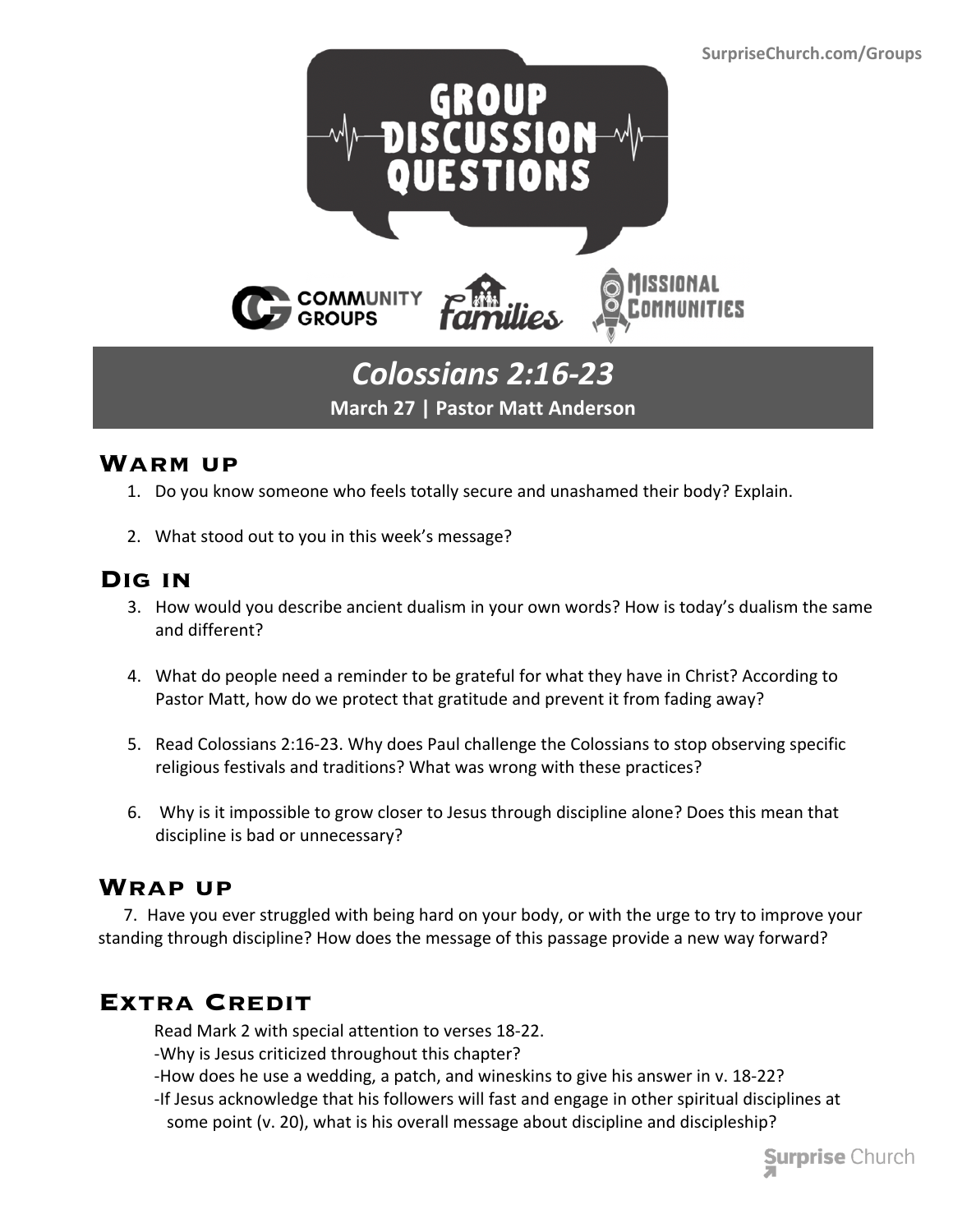SurpriseChurch.com/Groups

# GROUP DISCUSSION QUESTIONS

COMMUNITY GROUPS | Families | MISSIONAL COMMUNITIES

## *Colossians 2:16-23*

**March 27 | Pastor Matt Anderson**

## Warm up

1. Do you know someone who feels totally secure and unashamed their body? Explain.

2. What stood out to you in this week's message?

## Dig in

3. How would you describe ancient dualism in your own words? How is today's dualism the same and different?

4. What do people need a reminder to be grateful for what they have in Christ? According to Pastor Matt, how do we protect that gratitude and prevent it from fading away?

5. Read Colossians 2:16-23. Why does Paul challenge the Colossians to stop observing specific religious festivals and traditions? What was wrong with these practices?

6. Why is it impossible to grow closer to Jesus through discipline alone? Does this mean that discipline is bad or unnecessary?

## Wrap up

7. Have you ever struggled with being hard on your body, or with the urge to try to improve your standing through discipline? How does the message of this passage provide a new way forward?

## Extra Credit

Read Mark 2 with special attention to verses 18-22.

-Why is Jesus criticized throughout this chapter?

-How does he use a wedding, a patch, and wineskins to give his answer in v. 18-22?

-If Jesus acknowledge that his followers will fast and engage in other spiritual disciplines at some point (v. 20), what is his overall message about discipline and discipleship?

Surprise Church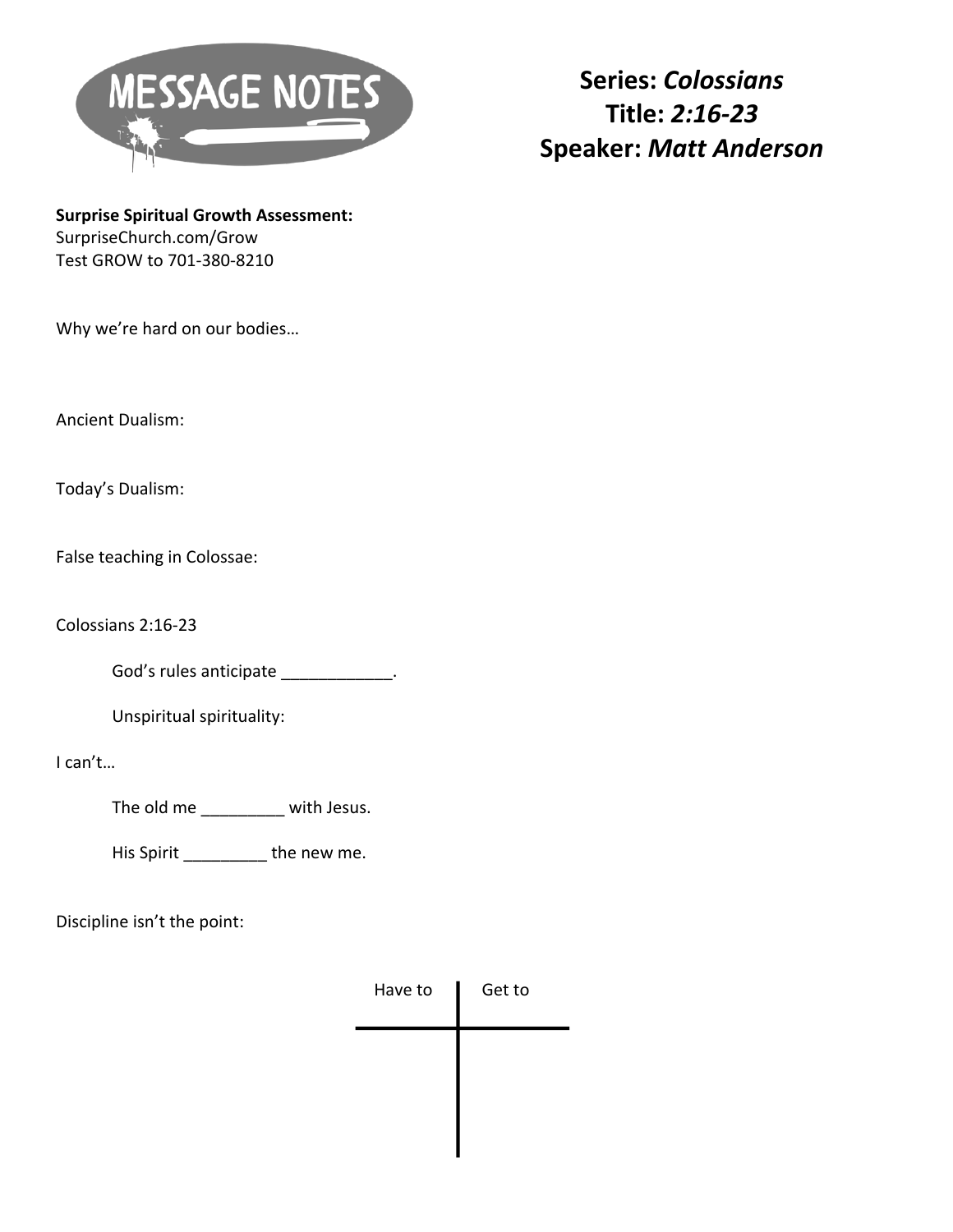MESSAGE NOTES

**Series:** ***Colossians***
**Title:** ***2:16-23***
**Speaker:** ***Matt Anderson***

**Surprise Spiritual Growth Assessment:**
SurpriseChurch.com/Grow
Test GROW to 701-380-8210

Why we're hard on our bodies…

Ancient Dualism:

Today's Dualism:

False teaching in Colossae:

Colossians 2:16-23

God's rules anticipate ____________.

Unspiritual spirituality:

I can't…

The old me _________ with Jesus.

His Spirit _________ the new me.

Discipline isn't the point:

| Have to | Get to |
| --- | --- |
| | |